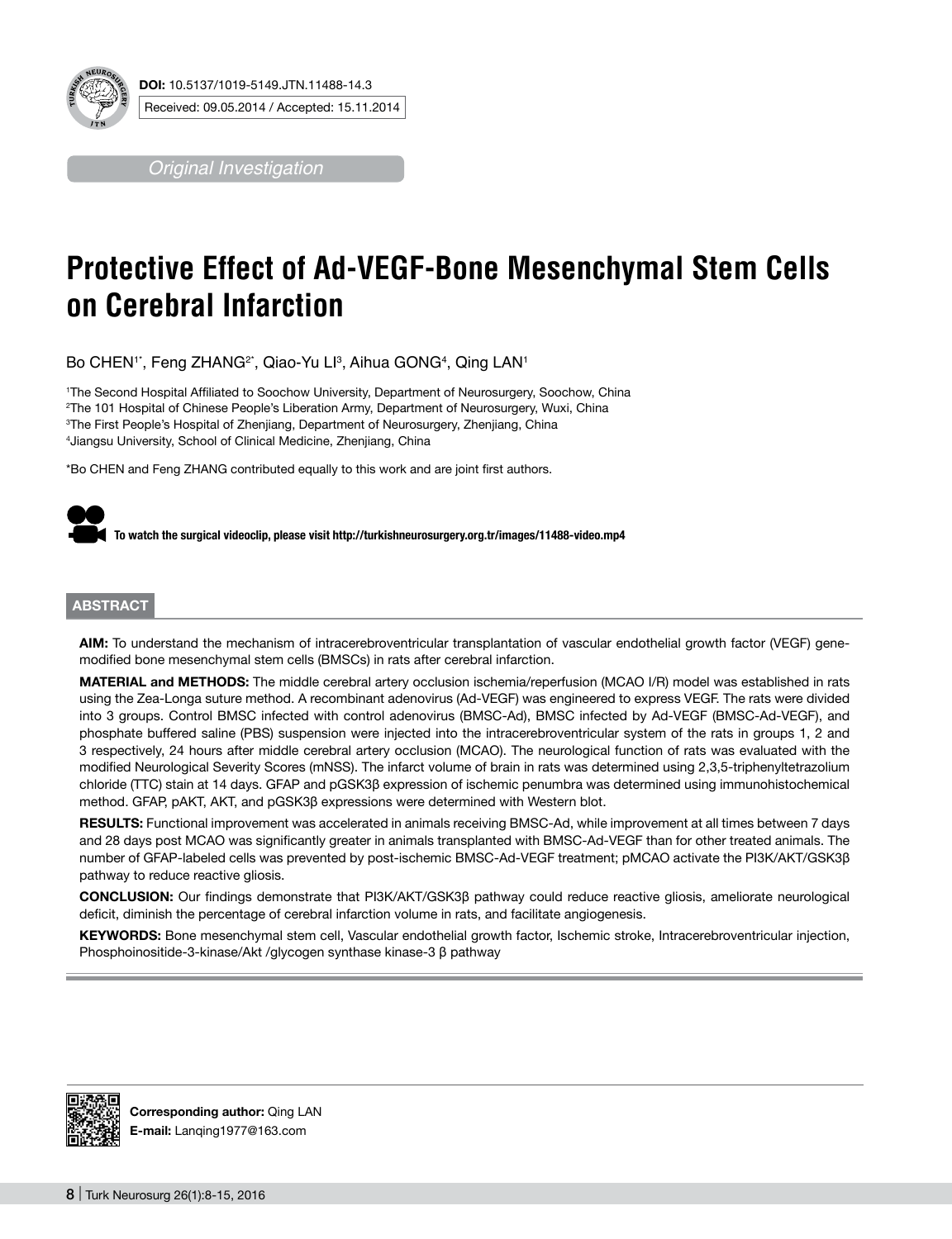**DOI:** 10.5137/1019-5149.JTN.11488-14.3

Received: 09.05.2014 / Accepted: 15.11.2014

*Original Investigation*

# Protective Effect of Ad-VEGF-Bone Mesenchymal Stem Cells on Cerebral Infarction

Bo CHEN[1*], Feng ZHANG[2*], Qiao-Yu LI[3], Aihua GONG[4], Qing LAN[1]

[1]The Second Hospital Affiliated to Soochow University, Department of Neurosurgery, Soochow, China
[2]The 101 Hospital of Chinese People's Liberation Army, Department of Neurosurgery, Wuxi, China
[3]The First People's Hospital of Zhenjiang, Department of Neurosurgery, Zhenjiang, China
[4]Jiangsu University, School of Clinical Medicine, Zhenjiang, China

*Bo CHEN and Feng ZHANG contributed equally to this work and are joint first authors.

**To watch the surgical videoclip, please visit http://turkishneurosurgery.org.tr/images/11488-video.mp4**

## ABSTRACT

**AIM:** To understand the mechanism of intracerebroventricular transplantation of vascular endothelial growth factor (VEGF) gene-modified bone mesenchymal stem cells (BMSCs) in rats after cerebral infarction.

**MATERIAL and METHODS:** The middle cerebral artery occlusion ischemia/reperfusion (MCAO I/R) model was established in rats using the Zea-Longa suture method. A recombinant adenovirus (Ad-VEGF) was engineered to express VEGF. The rats were divided into 3 groups. Control BMSC infected with control adenovirus (BMSC-Ad), BMSC infected by Ad-VEGF (BMSC-Ad-VEGF), and phosphate buffered saline (PBS) suspension were injected into the intracerebroventricular system of the rats in groups 1, 2 and 3 respectively, 24 hours after middle cerebral artery occlusion (MCAO). The neurological function of rats was evaluated with the modified Neurological Severity Scores (mNSS). The infarct volume of brain in rats was determined using 2,3,5-triphenyltetrazolium chloride (TTC) stain at 14 days. GFAP and pGSK3β expression of ischemic penumbra was determined using immunohistochemical method. GFAP, pAKT, AKT, and pGSK3β expressions were determined with Western blot.

**RESULTS:** Functional improvement was accelerated in animals receiving BMSC-Ad, while improvement at all times between 7 days and 28 days post MCAO was significantly greater in animals transplanted with BMSC-Ad-VEGF than for other treated animals. The number of GFAP-labeled cells was prevented by post-ischemic BMSC-Ad-VEGF treatment; pMCAO activate the PI3K/AKT/GSK3β pathway to reduce reactive gliosis.

**CONCLUSION:** Our findings demonstrate that PI3K/AKT/GSK3β pathway could reduce reactive gliosis, ameliorate neurological deficit, diminish the percentage of cerebral infarction volume in rats, and facilitate angiogenesis.

**KEYWORDS:** Bone mesenchymal stem cell, Vascular endothelial growth factor, Ischemic stroke, Intracerebroventricular injection, Phosphoinositide-3-kinase/Akt /glycogen synthase kinase-3 β pathway

**Corresponding author:** Qing LAN
**E-mail:** Lanqing1977@163.com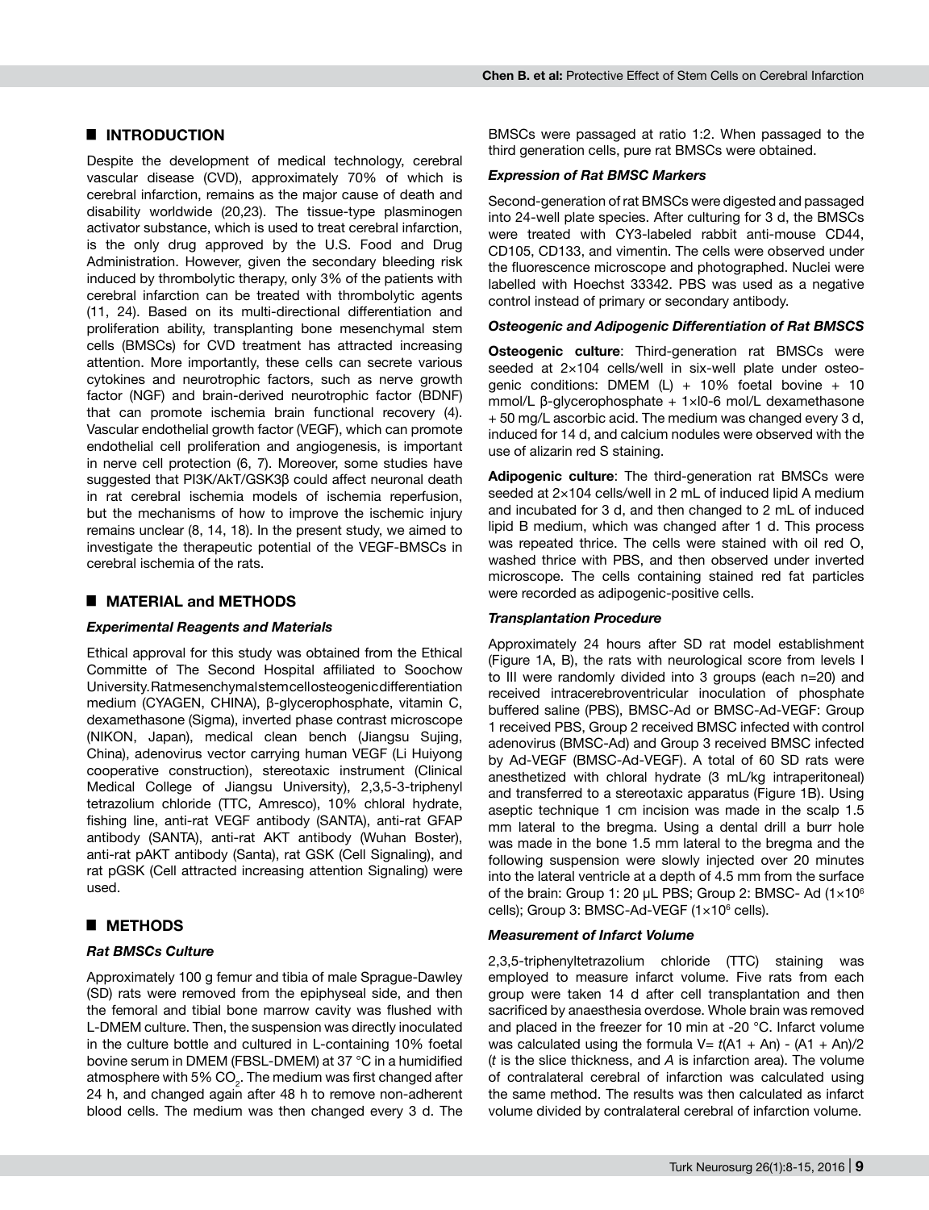## ■ INTRODUCTION

Despite the development of medical technology, cerebral vascular disease (CVD), approximately 70% of which is cerebral infarction, remains as the major cause of death and disability worldwide (20,23). The tissue-type plasminogen activator substance, which is used to treat cerebral infarction, is the only drug approved by the U.S. Food and Drug Administration. However, given the secondary bleeding risk induced by thrombolytic therapy, only 3% of the patients with cerebral infarction can be treated with thrombolytic agents (11, 24). Based on its multi-directional differentiation and proliferation ability, transplanting bone mesenchymal stem cells (BMSCs) for CVD treatment has attracted increasing attention. More importantly, these cells can secrete various cytokines and neurotrophic factors, such as nerve growth factor (NGF) and brain-derived neurotrophic factor (BDNF) that can promote ischemia brain functional recovery (4). Vascular endothelial growth factor (VEGF), which can promote endothelial cell proliferation and angiogenesis, is important in nerve cell protection (6, 7). Moreover, some studies have suggested that PI3K/AkT/GSK3β could affect neuronal death in rat cerebral ischemia models of ischemia reperfusion, but the mechanisms of how to improve the ischemic injury remains unclear (8, 14, 18). In the present study, we aimed to investigate the therapeutic potential of the VEGF-BMSCs in cerebral ischemia of the rats.

## ■ MATERIAL and METHODS

### *Experimental Reagents and Materials*

Ethical approval for this study was obtained from the Ethical Committe of The Second Hospital affiliated to Soochow University. Rat mesenchymal stem cell osteogenic differentiation medium (CYAGEN, CHINA), β-glycerophosphate, vitamin C, dexamethasone (Sigma), inverted phase contrast microscope (NIKON, Japan), medical clean bench (Jiangsu Sujing, China), adenovirus vector carrying human VEGF (Li Huiyong cooperative construction), stereotaxic instrument (Clinical Medical College of Jiangsu University), 2,3,5-3-triphenyl tetrazolium chloride (TTC, Amresco), 10% chloral hydrate, fishing line, anti-rat VEGF antibody (SANTA), anti-rat GFAP antibody (SANTA), anti-rat AKT antibody (Wuhan Boster), anti-rat pAKT antibody (Santa), rat GSK (Cell Signaling), and rat pGSK (Cell attracted increasing attention Signaling) were used.

## ■ METHODS

### *Rat BMSCs Culture*

Approximately 100 g femur and tibia of male Sprague-Dawley (SD) rats were removed from the epiphyseal side, and then the femoral and tibial bone marrow cavity was flushed with L-DMEM culture. Then, the suspension was directly inoculated in the culture bottle and cultured in L-containing 10% foetal bovine serum in DMEM (FBSL-DMEM) at 37 °C in a humidified atmosphere with 5% $CO_2$. The medium was first changed after 24 h, and changed again after 48 h to remove non-adherent blood cells. The medium was then changed every 3 d. The BMSCs were passaged at ratio 1:2. When passaged to the third generation cells, pure rat BMSCs were obtained.

### *Expression of Rat BMSC Markers*

Second-generation of rat BMSCs were digested and passaged into 24-well plate species. After culturing for 3 d, the BMSCs were treated with CY3-labeled rabbit anti-mouse CD44, CD105, CD133, and vimentin. The cells were observed under the fluorescence microscope and photographed. Nuclei were labelled with Hoechst 33342. PBS was used as a negative control instead of primary or secondary antibody.

### *Osteogenic and Adipogenic Differentiation of Rat BMSCS*

**Osteogenic culture**: Third-generation rat BMSCs were seeded at 2×104 cells/well in six-well plate under osteogenic conditions: DMEM (L) + 10% foetal bovine + 10 mmol/L β-glycerophosphate + 1×l0-6 mol/L dexamethasone + 50 mg/L ascorbic acid. The medium was changed every 3 d, induced for 14 d, and calcium nodules were observed with the use of alizarin red S staining.

**Adipogenic culture**: The third-generation rat BMSCs were seeded at 2×104 cells/well in 2 mL of induced lipid A medium and incubated for 3 d, and then changed to 2 mL of induced lipid B medium, which was changed after 1 d. This process was repeated thrice. The cells were stained with oil red O, washed thrice with PBS, and then observed under inverted microscope. The cells containing stained red fat particles were recorded as adipogenic-positive cells.

### *Transplantation Procedure*

Approximately 24 hours after SD rat model establishment (Figure 1A, B), the rats with neurological score from levels I to III were randomly divided into 3 groups (each n=20) and received intracerebroventricular inoculation of phosphate buffered saline (PBS), BMSC-Ad or BMSC-Ad-VEGF: Group 1 received PBS, Group 2 received BMSC infected with control adenovirus (BMSC-Ad) and Group 3 received BMSC infected by Ad-VEGF (BMSC-Ad-VEGF). A total of 60 SD rats were anesthetized with chloral hydrate (3 mL/kg intraperitoneal) and transferred to a stereotaxic apparatus (Figure 1B). Using aseptic technique 1 cm incision was made in the scalp 1.5 mm lateral to the bregma. Using a dental drill a burr hole was made in the bone 1.5 mm lateral to the bregma and the following suspension were slowly injected over 20 minutes into the lateral ventricle at a depth of 4.5 mm from the surface of the brain: Group 1: 20 μL PBS; Group 2: BMSC- Ad ($1×10^6$ cells); Group 3: BMSC-Ad-VEGF ($1×10^6$ cells).

### *Measurement of Infarct Volume*

2,3,5-triphenyltetrazolium chloride (TTC) staining was employed to measure infarct volume. Five rats from each group were taken 14 d after cell transplantation and then sacrificed by anaesthesia overdose. Whole brain was removed and placed in the freezer for 10 min at -20 °C. Infarct volume was calculated using the formula $V= t(A1 + An) - (A1 + An)/2$ (*t* is the slice thickness, and *A* is infarction area). The volume of contralateral cerebral of infarction was calculated using the same method. The results was then calculated as infarct volume divided by contralateral cerebral of infarction volume.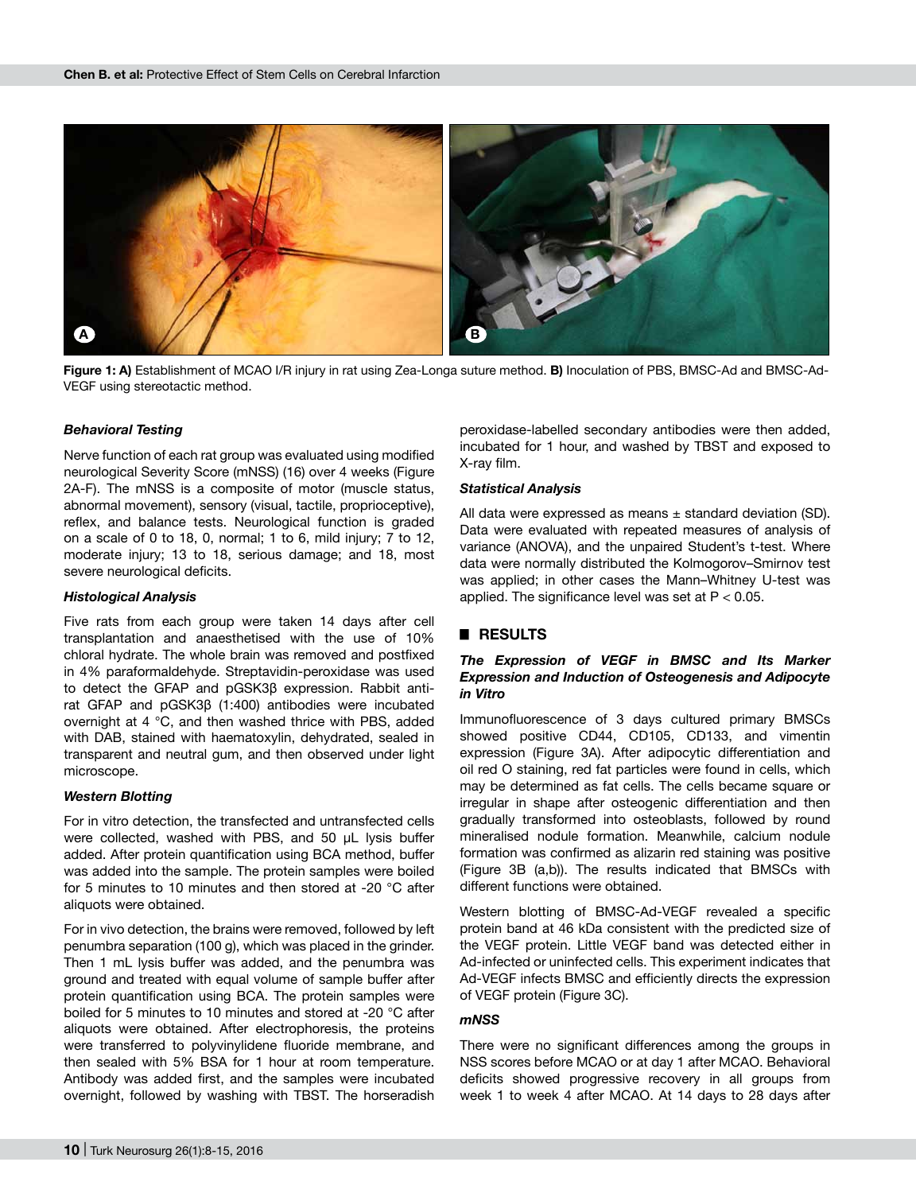**Figure 1: A)** Establishment of MCAO I/R injury in rat using Zea-Longa suture method. **B)** Inoculation of PBS, BMSC-Ad and BMSC-Ad-VEGF using stereotactic method.

### *Behavioral Testing*

Nerve function of each rat group was evaluated using modified neurological Severity Score (mNSS) (16) over 4 weeks (Figure 2A-F). The mNSS is a composite of motor (muscle status, abnormal movement), sensory (visual, tactile, proprioceptive), reflex, and balance tests. Neurological function is graded on a scale of 0 to 18, 0, normal; 1 to 6, mild injury; 7 to 12, moderate injury; 13 to 18, serious damage; and 18, most severe neurological deficits.

### *Histological Analysis*

Five rats from each group were taken 14 days after cell transplantation and anaesthetised with the use of 10% chloral hydrate. The whole brain was removed and postfixed in 4% paraformaldehyde. Streptavidin-peroxidase was used to detect the GFAP and pGSK3β expression. Rabbit anti-rat GFAP and pGSK3β (1:400) antibodies were incubated overnight at 4 °C, and then washed thrice with PBS, added with DAB, stained with haematoxylin, dehydrated, sealed in transparent and neutral gum, and then observed under light microscope.

### *Western Blotting*

For in vitro detection, the transfected and untransfected cells were collected, washed with PBS, and 50 μL lysis buffer added. After protein quantification using BCA method, buffer was added into the sample. The protein samples were boiled for 5 minutes to 10 minutes and then stored at -20 °C after aliquots were obtained.

For in vivo detection, the brains were removed, followed by left penumbra separation (100 g), which was placed in the grinder. Then 1 mL lysis buffer was added, and the penumbra was ground and treated with equal volume of sample buffer after protein quantification using BCA. The protein samples were boiled for 5 minutes to 10 minutes and stored at -20 °C after aliquots were obtained. After electrophoresis, the proteins were transferred to polyvinylidene fluoride membrane, and then sealed with 5% BSA for 1 hour at room temperature. Antibody was added first, and the samples were incubated overnight, followed by washing with TBST. The horseradish peroxidase-labelled secondary antibodies were then added, incubated for 1 hour, and washed by TBST and exposed to X-ray film.

### *Statistical Analysis*

All data were expressed as means ± standard deviation (SD). Data were evaluated with repeated measures of analysis of variance (ANOVA), and the unpaired Student's t-test. Where data were normally distributed the Kolmogorov–Smirnov test was applied; in other cases the Mann–Whitney U-test was applied. The significance level was set at $P < 0.05$.

## ■ RESULTS

### *The Expression of VEGF in BMSC and Its Marker Expression and Induction of Osteogenesis and Adipocyte in Vitro*

Immunofluorescence of 3 days cultured primary BMSCs showed positive CD44, CD105, CD133, and vimentin expression (Figure 3A). After adipocytic differentiation and oil red O staining, red fat particles were found in cells, which may be determined as fat cells. The cells became square or irregular in shape after osteogenic differentiation and then gradually transformed into osteoblasts, followed by round mineralised nodule formation. Meanwhile, calcium nodule formation was confirmed as alizarin red staining was positive (Figure 3B (a,b)). The results indicated that BMSCs with different functions were obtained.

Western blotting of BMSC-Ad-VEGF revealed a specific protein band at 46 kDa consistent with the predicted size of the VEGF protein. Little VEGF band was detected either in Ad-infected or uninfected cells. This experiment indicates that Ad-VEGF infects BMSC and efficiently directs the expression of VEGF protein (Figure 3C).

### *mNSS*

There were no significant differences among the groups in NSS scores before MCAO or at day 1 after MCAO. Behavioral deficits showed progressive recovery in all groups from week 1 to week 4 after MCAO. At 14 days to 28 days after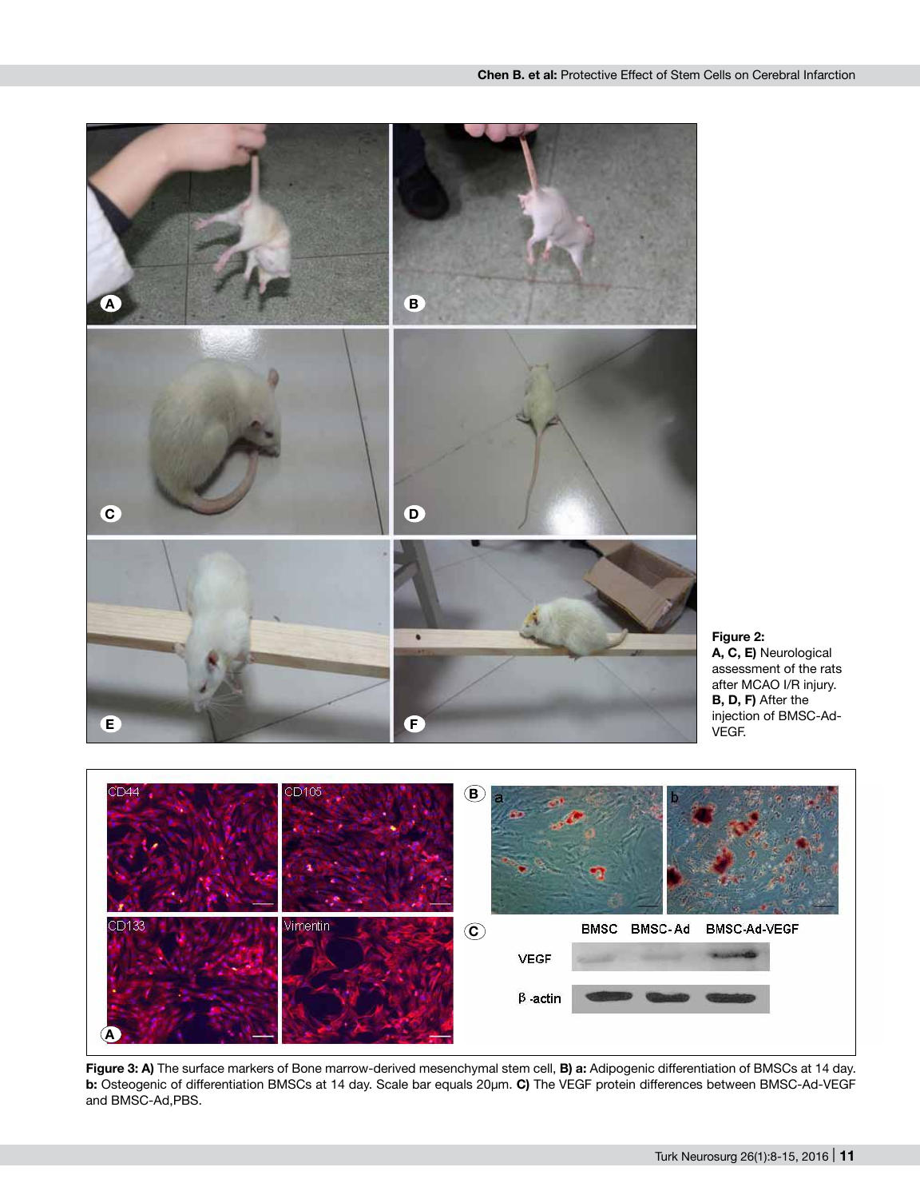**Figure 2:**
**A, C, E)** Neurological assessment of the rats after MCAO I/R injury. **B, D, F)** After the injection of BMSC-Ad-VEGF.

**Figure 3: A)** The surface markers of Bone marrow-derived mesenchymal stem cell, **B) a:** Adipogenic differentiation of BMSCs at 14 day. **b:** Osteogenic of differentiation BMSCs at 14 day. Scale bar equals 20μm. **C)** The VEGF protein differences between BMSC-Ad-VEGF and BMSC-Ad,PBS.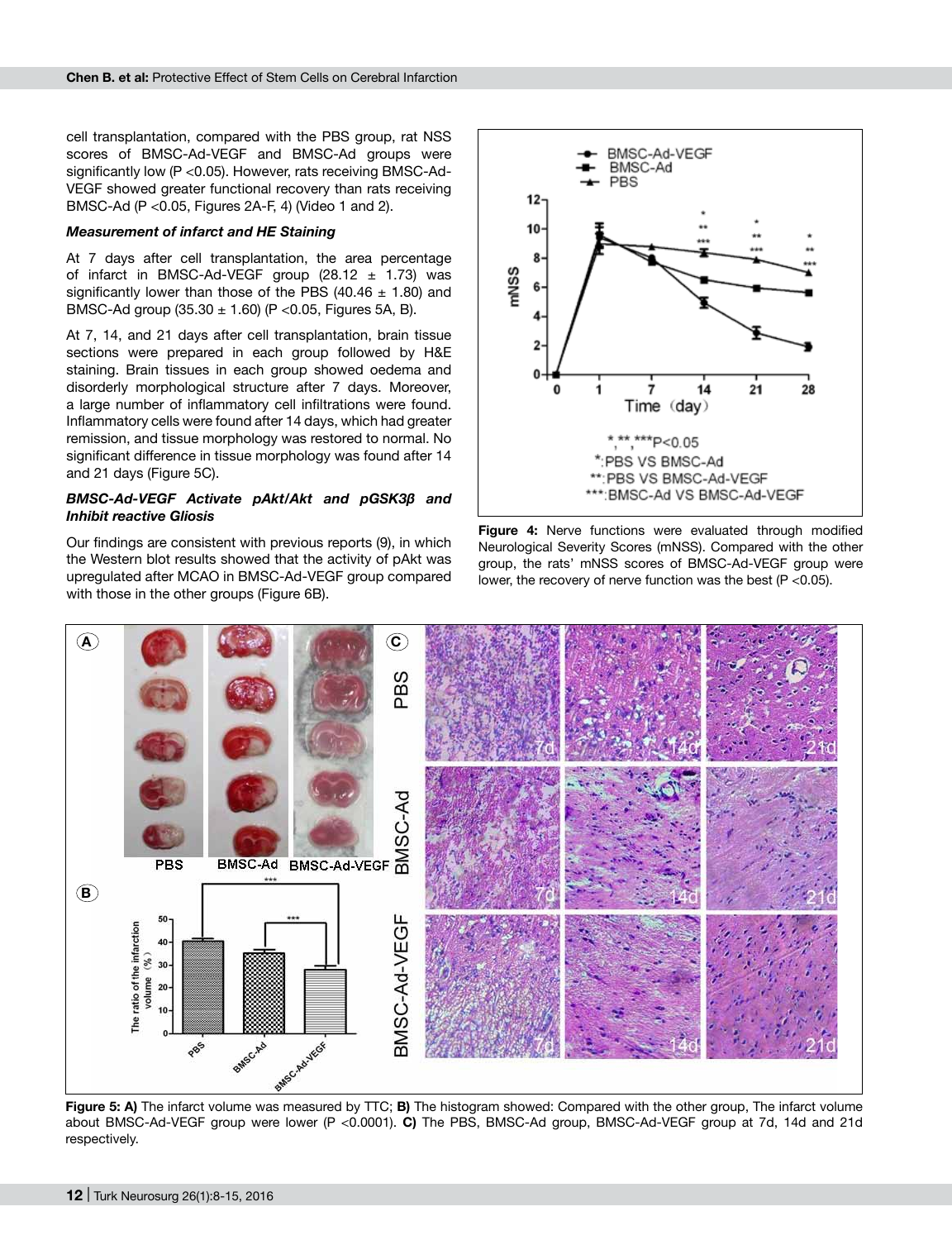cell transplantation, compared with the PBS group, rat NSS scores of BMSC-Ad-VEGF and BMSC-Ad groups were significantly low ($P < 0.05$). However, rats receiving BMSC-Ad-VEGF showed greater functional recovery than rats receiving BMSC-Ad ($P < 0.05$, Figures 2A-F, 4) (Video 1 and 2).

***Measurement of infarct and HE Staining***

At 7 days after cell transplantation, the area percentage of infarct in BMSC-Ad-VEGF group (28.12 ± 1.73) was significantly lower than those of the PBS (40.46 ± 1.80) and BMSC-Ad group (35.30 ± 1.60) ($P < 0.05$, Figures 5A, B).

At 7, 14, and 21 days after cell transplantation, brain tissue sections were prepared in each group followed by H&E staining. Brain tissues in each group showed oedema and disorderly morphological structure after 7 days. Moreover, a large number of inflammatory cell infiltrations were found. Inflammatory cells were found after 14 days, which had greater remission, and tissue morphology was restored to normal. No significant difference in tissue morphology was found after 14 and 21 days (Figure 5C).

***BMSC-Ad-VEGF Activate pAkt/Akt and pGSK3β and Inhibit reactive Gliosis***

Our findings are consistent with previous reports (9), in which the Western blot results showed that the activity of pAkt was upregulated after MCAO in BMSC-Ad-VEGF group compared with those in the other groups (Figure 6B).

**Figure 4:** Nerve functions were evaluated through modified Neurological Severity Scores (mNSS). Compared with the other group, the rats' mNSS scores of BMSC-Ad-VEGF group were lower, the recovery of nerve function was the best ($P < 0.05$).

**Figure 5: A)** The infarct volume was measured by TTC; **B)** The histogram showed: Compared with the other group, The infarct volume about BMSC-Ad-VEGF group were lower ($P < 0.0001$). **C)** The PBS, BMSC-Ad group, BMSC-Ad-VEGF group at 7d, 14d and 21d respectively.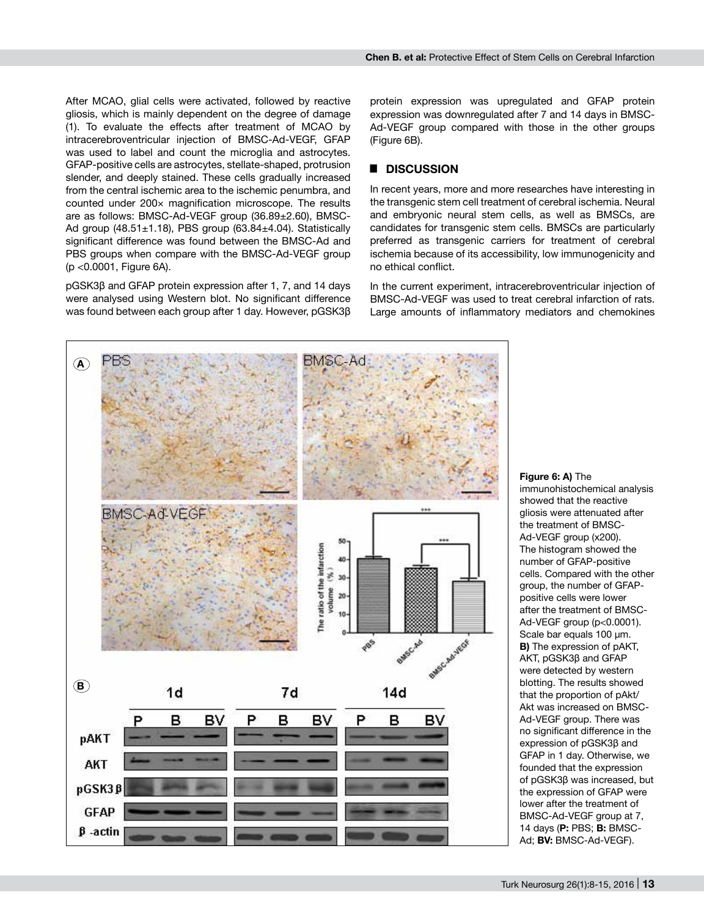After MCAO, glial cells were activated, followed by reactive gliosis, which is mainly dependent on the degree of damage (1). To evaluate the effects after treatment of MCAO by intracerebroventricular injection of BMSC-Ad-VEGF, GFAP was used to label and count the microglia and astrocytes. GFAP-positive cells are astrocytes, stellate-shaped, protrusion slender, and deeply stained. These cells gradually increased from the central ischemic area to the ischemic penumbra, and counted under 200× magnification microscope. The results are as follows: BMSC-Ad-VEGF group (36.89±2.60), BMSC-Ad group (48.51±1.18), PBS group (63.84±4.04). Statistically significant difference was found between the BMSC-Ad and PBS groups when compare with the BMSC-Ad-VEGF group ($p < 0.0001$, Figure 6A).

pGSK3β and GFAP protein expression after 1, 7, and 14 days were analysed using Western blot. No significant difference was found between each group after 1 day. However, pGSK3β protein expression was upregulated and GFAP protein expression was downregulated after 7 and 14 days in BMSC-Ad-VEGF group compared with those in the other groups (Figure 6B).

## DISCUSSION

In recent years, more and more researches have interesting in the transgenic stem cell treatment of cerebral ischemia. Neural and embryonic neural stem cells, as well as BMSCs, are candidates for transgenic stem cells. BMSCs are particularly preferred as transgenic carriers for treatment of cerebral ischemia because of its accessibility, low immunogenicity and no ethical conflict.

In the current experiment, intracerebroventricular injection of BMSC-Ad-VEGF was used to treat cerebral infarction of rats. Large amounts of inflammatory mediators and chemokines

**Figure 6: A)** The immunohistochemical analysis showed that the reactive gliosis were attenuated after the treatment of BMSC-Ad-VEGF group (x200). The histogram showed the number of GFAP-positive cells. Compared with the other group, the number of GFAP-positive cells were lower after the treatment of BMSC-Ad-VEGF group ($p<0.0001$). Scale bar equals 100 μm. **B)** The expression of pAKT, AKT, pGSK3β and GFAP were detected by western blotting. The results showed that the proportion of pAkt/Akt was increased on BMSC-Ad-VEGF group. There was no significant difference in the expression of pGSK3β and GFAP in 1 day. Otherwise, we founded that the expression of pGSK3β was increased, but the expression of GFAP were lower after the treatment of BMSC-Ad-VEGF group at 7, 14 days (**P:** PBS; **B:** BMSC-Ad; **BV:** BMSC-Ad-VEGF).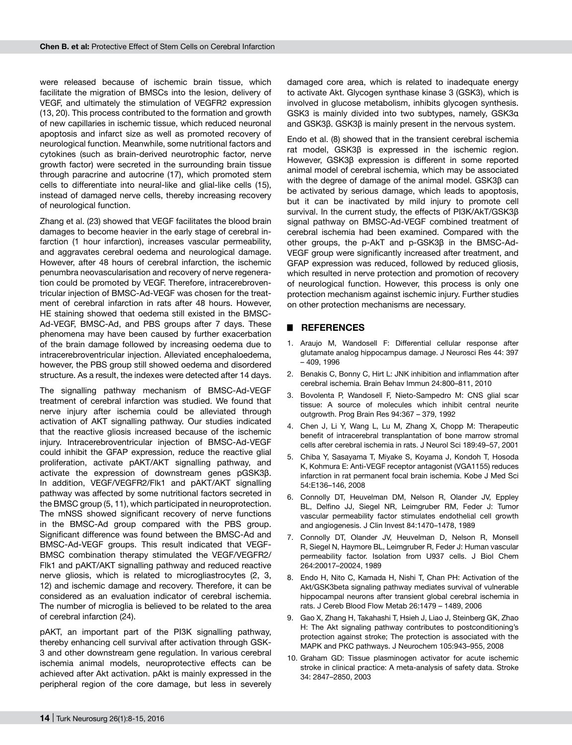were released because of ischemic brain tissue, which facilitate the migration of BMSCs into the lesion, delivery of VEGF, and ultimately the stimulation of VEGFR2 expression (13, 20). This process contributed to the formation and growth of new capillaries in ischemic tissue, which reduced neuronal apoptosis and infarct size as well as promoted recovery of neurological function. Meanwhile, some nutritional factors and cytokines (such as brain-derived neurotrophic factor, nerve growth factor) were secreted in the surrounding brain tissue through paracrine and autocrine (17), which promoted stem cells to differentiate into neural-like and glial-like cells (15), instead of damaged nerve cells, thereby increasing recovery of neurological function.

Zhang et al. (23) showed that VEGF facilitates the blood brain damages to become heavier in the early stage of cerebral infarction (1 hour infarction), increases vascular permeability, and aggravates cerebral oedema and neurological damage. However, after 48 hours of cerebral infarction, the ischemic penumbra neovascularisation and recovery of nerve regeneration could be promoted by VEGF. Therefore, intracerebroventricular injection of BMSC-Ad-VEGF was chosen for the treatment of cerebral infarction in rats after 48 hours. However, HE staining showed that oedema still existed in the BMSC-Ad-VEGF, BMSC-Ad, and PBS groups after 7 days. These phenomena may have been caused by further exacerbation of the brain damage followed by increasing oedema due to intracerebroventricular injection. Alleviated encephaloedema, however, the PBS group still showed oedema and disordered structure. As a result, the indexes were detected after 14 days.

The signalling pathway mechanism of BMSC-Ad-VEGF treatment of cerebral infarction was studied. We found that nerve injury after ischemia could be alleviated through activation of AKT signalling pathway. Our studies indicated that the reactive gliosis increased because of the ischemic injury. Intracerebroventricular injection of BMSC-Ad-VEGF could inhibit the GFAP expression, reduce the reactive glial proliferation, activate pAKT/AKT signalling pathway, and activate the expression of downstream genes pGSK3β. In addition, VEGF/VEGFR2/Flk1 and pAKT/AKT signalling pathway was affected by some nutritional factors secreted in the BMSC group (5, 11), which participated in neuroprotection. The mNSS showed significant recovery of nerve functions in the BMSC-Ad group compared with the PBS group. Significant difference was found between the BMSC-Ad and BMSC-Ad-VEGF groups. This result indicated that VEGF-BMSC combination therapy stimulated the VEGF/VEGFR2/Flk1 and pAKT/AKT signalling pathway and reduced reactive nerve gliosis, which is related to microgliastrocytes (2, 3, 12) and ischemic damage and recovery. Therefore, it can be considered as an evaluation indicator of cerebral ischemia. The number of microglia is believed to be related to the area of cerebral infarction (24).

pAKT, an important part of the PI3K signalling pathway, thereby enhancing cell survival after activation through GSK-3 and other downstream gene regulation. In various cerebral ischemia animal models, neuroprotective effects can be achieved after Akt activation. pAkt is mainly expressed in the peripheral region of the core damage, but less in severely damaged core area, which is related to inadequate energy to activate Akt. Glycogen synthase kinase 3 (GSK3), which is involved in glucose metabolism, inhibits glycogen synthesis. GSK3 is mainly divided into two subtypes, namely, GSK3α and GSK3β. GSK3β is mainly present in the nervous system.

Endo et al. (8) showed that in the transient cerebral ischemia rat model, GSK3β is expressed in the ischemic region. However, GSK3β expression is different in some reported animal model of cerebral ischemia, which may be associated with the degree of damage of the animal model. GSK3β can be activated by serious damage, which leads to apoptosis, but it can be inactivated by mild injury to promote cell survival. In the current study, the effects of PI3K/AkT/GSK3β signal pathway on BMSC-Ad-VEGF combined treatment of cerebral ischemia had been examined. Compared with the other groups, the p-AkT and p-GSK3β in the BMSC-Ad-VEGF group were significantly increased after treatment, and GFAP expression was reduced, followed by reduced gliosis, which resulted in nerve protection and promotion of recovery of neurological function. However, this process is only one protection mechanism against ischemic injury. Further studies on other protection mechanisms are necessary.

## REFERENCES

1. Araujo M, Wandosell F: Differential cellular response after glutamate analog hippocampus damage. J Neurosci Res 44: 397 – 409, 1996
2. Benakis C, Bonny C, Hirt L: JNK inhibition and inflammation after cerebral ischemia. Brain Behav Immun 24:800–811, 2010
3. Bovolenta P, Wandosell F, Nieto-Sampedro M: CNS glial scar tissue: A source of molecules which inhibit central neurite outgrowth. Prog Brain Res 94:367 – 379, 1992
4. Chen J, Li Y, Wang L, Lu M, Zhang X, Chopp M: Therapeutic benefit of intracerebral transplantation of bone marrow stromal cells after cerebral ischemia in rats. J Neurol Sci 189:49–57, 2001
5. Chiba Y, Sasayama T, Miyake S, Koyama J, Kondoh T, Hosoda K, Kohmura E: Anti-VEGF receptor antagonist (VGA1155) reduces infarction in rat permanent focal brain ischemia. Kobe J Med Sci 54:E136–146, 2008
6. Connolly DT, Heuvelman DM, Nelson R, Olander JV, Eppley BL, Delfino JJ, Siegel NR, Leimgruber RM, Feder J: Tumor vascular permeability factor stimulates endothelial cell growth and angiogenesis. J Clin Invest 84:1470–1478, 1989
7. Connolly DT, Olander JV, Heuvelman D, Nelson R, Monsell R, Siegel N, Haymore BL, Leimgruber R, Feder J: Human vascular permeability factor. Isolation from U937 cells. J Biol Chem 264:20017–20024, 1989
8. Endo H, Nito C, Kamada H, Nishi T, Chan PH: Activation of the Akt/GSK3beta signaling pathway mediates survival of vulnerable hippocampal neurons after transient global cerebral ischemia in rats. J Cereb Blood Flow Metab 26:1479 – 1489, 2006
9. Gao X, Zhang H, Takahashi T, Hsieh J, Liao J, Steinberg GK, Zhao H: The Akt signaling pathway contributes to postconditioning's protection against stroke; The protection is associated with the MAPK and PKC pathways. J Neurochem 105:943–955, 2008
10. Graham GD: Tissue plasminogen activator for acute ischemic stroke in clinical practice: A meta-analysis of safety data. Stroke 34: 2847–2850, 2003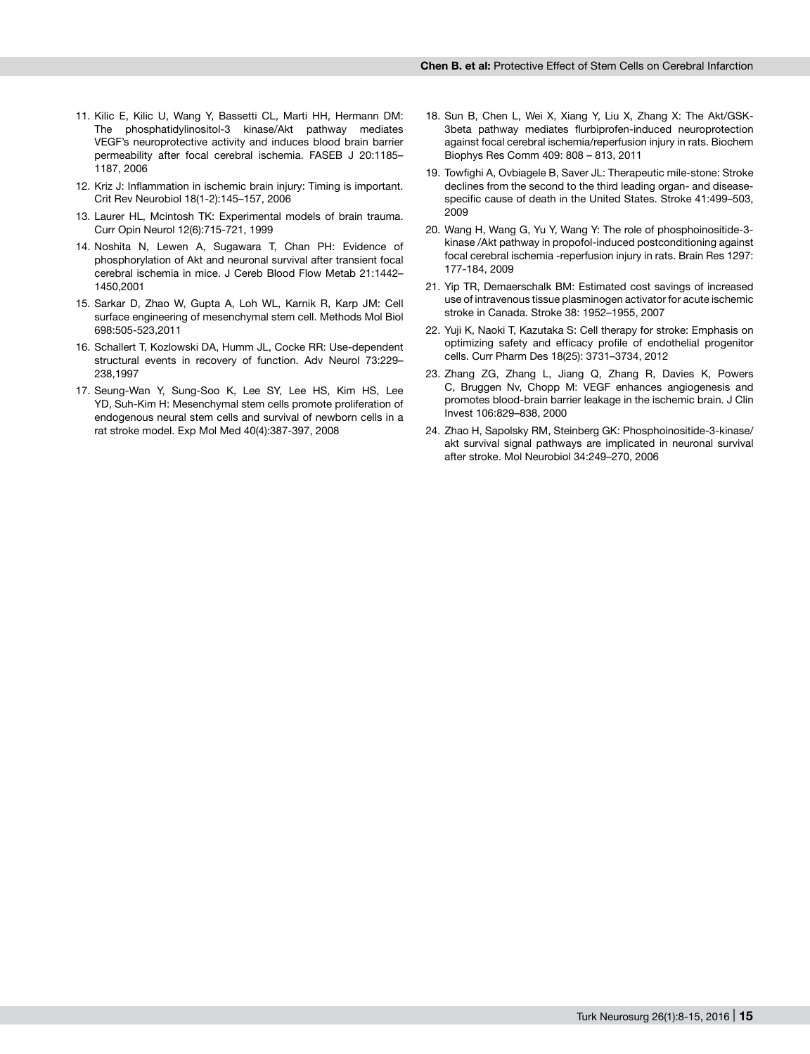11. Kilic E, Kilic U, Wang Y, Bassetti CL, Marti HH, Hermann DM: The phosphatidylinositol-3 kinase/Akt pathway mediates VEGF's neuroprotective activity and induces blood brain barrier permeability after focal cerebral ischemia. FASEB J 20:1185–1187, 2006
12. Kriz J: Inflammation in ischemic brain injury: Timing is important. Crit Rev Neurobiol 18(1-2):145–157, 2006
13. Laurer HL, Mcintosh TK: Experimental models of brain trauma. Curr Opin Neurol 12(6):715-721, 1999
14. Noshita N, Lewen A, Sugawara T, Chan PH: Evidence of phosphorylation of Akt and neuronal survival after transient focal cerebral ischemia in mice. J Cereb Blood Flow Metab 21:1442–1450,2001
15. Sarkar D, Zhao W, Gupta A, Loh WL, Karnik R, Karp JM: Cell surface engineering of mesenchymal stem cell. Methods Mol Biol 698:505-523,2011
16. Schallert T, Kozlowski DA, Humm JL, Cocke RR: Use-dependent structural events in recovery of function. Adv Neurol 73:229–238,1997
17. Seung-Wan Y, Sung-Soo K, Lee SY, Lee HS, Kim HS, Lee YD, Suh-Kim H: Mesenchymal stem cells promote proliferation of endogenous neural stem cells and survival of newborn cells in a rat stroke model. Exp Mol Med 40(4):387-397, 2008
18. Sun B, Chen L, Wei X, Xiang Y, Liu X, Zhang X: The Akt/GSK-3beta pathway mediates flurbiprofen-induced neuroprotection against focal cerebral ischemia/reperfusion injury in rats. Biochem Biophys Res Comm 409: 808 – 813, 2011
19. Towfighi A, Ovbiagele B, Saver JL: Therapeutic mile-stone: Stroke declines from the second to the third leading organ- and disease-specific cause of death in the United States. Stroke 41:499–503, 2009
20. Wang H, Wang G, Yu Y, Wang Y: The role of phosphoinositide-3-kinase /Akt pathway in propofol-induced postconditioning against focal cerebral ischemia -reperfusion injury in rats. Brain Res 1297: 177-184, 2009
21. Yip TR, Demaerschalk BM: Estimated cost savings of increased use of intravenous tissue plasminogen activator for acute ischemic stroke in Canada. Stroke 38: 1952–1955, 2007
22. Yuji K, Naoki T, Kazutaka S: Cell therapy for stroke: Emphasis on optimizing safety and efficacy profile of endothelial progenitor cells. Curr Pharm Des 18(25): 3731–3734, 2012
23. Zhang ZG, Zhang L, Jiang Q, Zhang R, Davies K, Powers C, Bruggen Nv, Chopp M: VEGF enhances angiogenesis and promotes blood-brain barrier leakage in the ischemic brain. J Clin Invest 106:829–838, 2000
24. Zhao H, Sapolsky RM, Steinberg GK: Phosphoinositide-3-kinase/akt survival signal pathways are implicated in neuronal survival after stroke. Mol Neurobiol 34:249–270, 2006